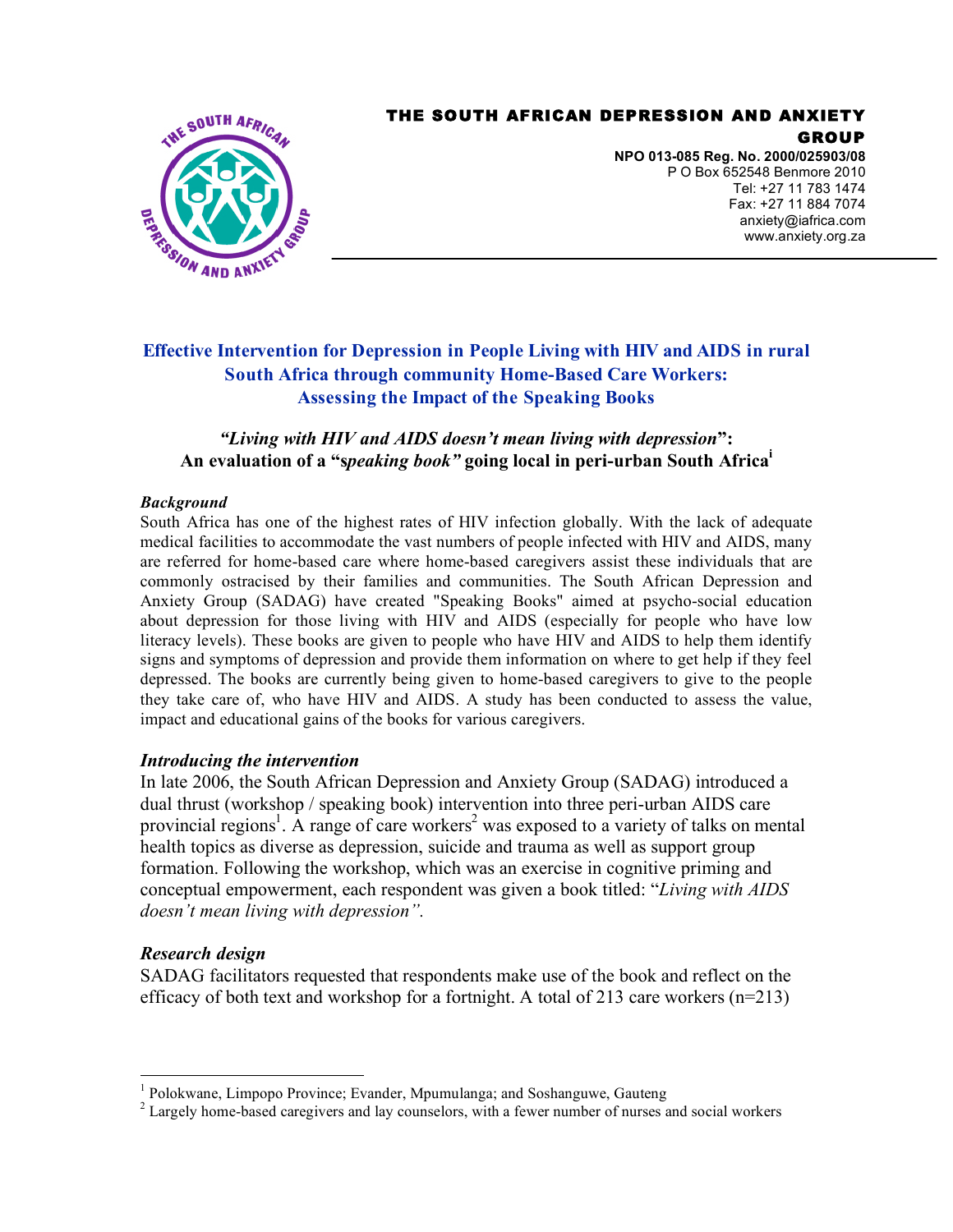# THE SOUTH AFRICAN DEPRESSION AND ANXIETY GROUP

**NPO 013-085 Reg. No. 2000/025903/08**
P O Box 652548 Benmore 2010
Tel: +27 11 783 1474
Fax: +27 11 884 7074
anxiety@iafrica.com
www.anxiety.org.za

## Effective Intervention for Depression in People Living with HIV and AIDS in rural South Africa through community Home-Based Care Workers: Assessing the Impact of the Speaking Books

### *"Living with HIV and AIDS doesn't mean living with depression"*: An evaluation of a "*speaking book"* going local in peri-urban South Africa[i]

#### *Background*

South Africa has one of the highest rates of HIV infection globally. With the lack of adequate medical facilities to accommodate the vast numbers of people infected with HIV and AIDS, many are referred for home-based care where home-based caregivers assist these individuals that are commonly ostracised by their families and communities. The South African Depression and Anxiety Group (SADAG) have created "Speaking Books" aimed at psycho-social education about depression for those living with HIV and AIDS (especially for people who have low literacy levels). These books are given to people who have HIV and AIDS to help them identify signs and symptoms of depression and provide them information on where to get help if they feel depressed. The books are currently being given to home-based caregivers to give to the people they take care of, who have HIV and AIDS. A study has been conducted to assess the value, impact and educational gains of the books for various caregivers.

#### *Introducing the intervention*

In late 2006, the South African Depression and Anxiety Group (SADAG) introduced a dual thrust (workshop / speaking book) intervention into three peri-urban AIDS care provincial regions[1]. A range of care workers[2] was exposed to a variety of talks on mental health topics as diverse as depression, suicide and trauma as well as support group formation. Following the workshop, which was an exercise in cognitive priming and conceptual empowerment, each respondent was given a book titled: "*Living with AIDS doesn't mean living with depression"*.

#### *Research design*

SADAG facilitators requested that respondents make use of the book and reflect on the efficacy of both text and workshop for a fortnight. A total of 213 care workers (n=213)

---

[1] Polokwane, Limpopo Province; Evander, Mpumulanga; and Soshanguwe, Gauteng

[2] Largely home-based caregivers and lay counselors, with a fewer number of nurses and social workers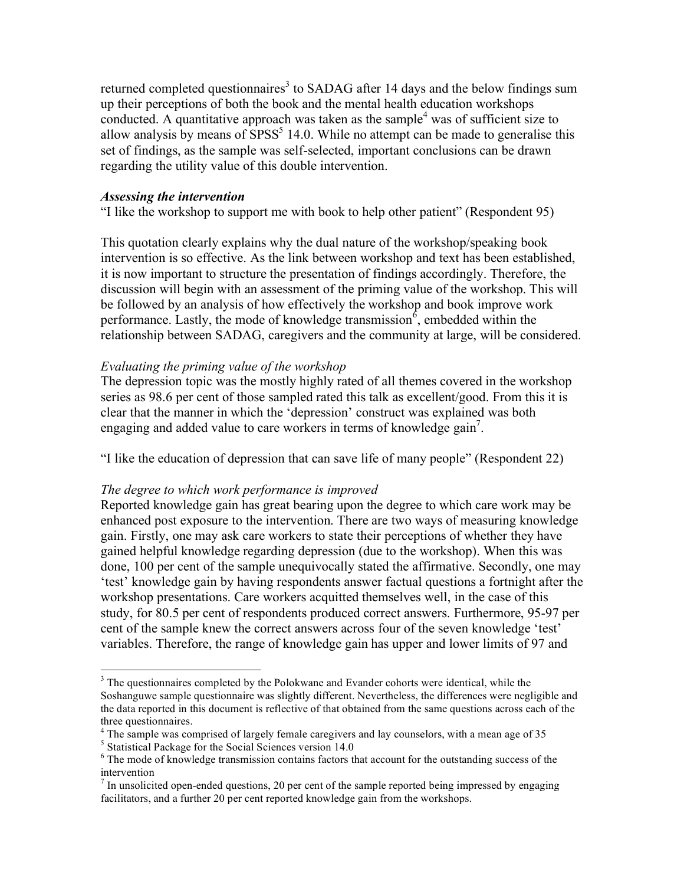returned completed questionnaires[3] to SADAG after 14 days and the below findings sum up their perceptions of both the book and the mental health education workshops conducted. A quantitative approach was taken as the sample[4] was of sufficient size to allow analysis by means of SPSS[5] 14.0. While no attempt can be made to generalise this set of findings, as the sample was self-selected, important conclusions can be drawn regarding the utility value of this double intervention.

***Assessing the intervention***

"I like the workshop to support me with book to help other patient" (Respondent 95)

This quotation clearly explains why the dual nature of the workshop/speaking book intervention is so effective. As the link between workshop and text has been established, it is now important to structure the presentation of findings accordingly. Therefore, the discussion will begin with an assessment of the priming value of the workshop. This will be followed by an analysis of how effectively the workshop and book improve work performance. Lastly, the mode of knowledge transmission[6], embedded within the relationship between SADAG, caregivers and the community at large, will be considered.

*Evaluating the priming value of the workshop*

The depression topic was the mostly highly rated of all themes covered in the workshop series as 98.6 per cent of those sampled rated this talk as excellent/good. From this it is clear that the manner in which the 'depression' construct was explained was both engaging and added value to care workers in terms of knowledge gain[7].

"I like the education of depression that can save life of many people" (Respondent 22)

*The degree to which work performance is improved*

Reported knowledge gain has great bearing upon the degree to which care work may be enhanced post exposure to the intervention. There are two ways of measuring knowledge gain. Firstly, one may ask care workers to state their perceptions of whether they have gained helpful knowledge regarding depression (due to the workshop). When this was done, 100 per cent of the sample unequivocally stated the affirmative. Secondly, one may 'test' knowledge gain by having respondents answer factual questions a fortnight after the workshop presentations. Care workers acquitted themselves well, in the case of this study, for 80.5 per cent of respondents produced correct answers. Furthermore, 95-97 per cent of the sample knew the correct answers across four of the seven knowledge 'test' variables. Therefore, the range of knowledge gain has upper and lower limits of 97 and

---

[3] The questionnaires completed by the Polokwane and Evander cohorts were identical, while the Soshanguwe sample questionnaire was slightly different. Nevertheless, the differences were negligible and the data reported in this document is reflective of that obtained from the same questions across each of the three questionnaires.

[4] The sample was comprised of largely female caregivers and lay counselors, with a mean age of 35

[5] Statistical Package for the Social Sciences version 14.0

[6] The mode of knowledge transmission contains factors that account for the outstanding success of the intervention

[7] In unsolicited open-ended questions, 20 per cent of the sample reported being impressed by engaging facilitators, and a further 20 per cent reported knowledge gain from the workshops.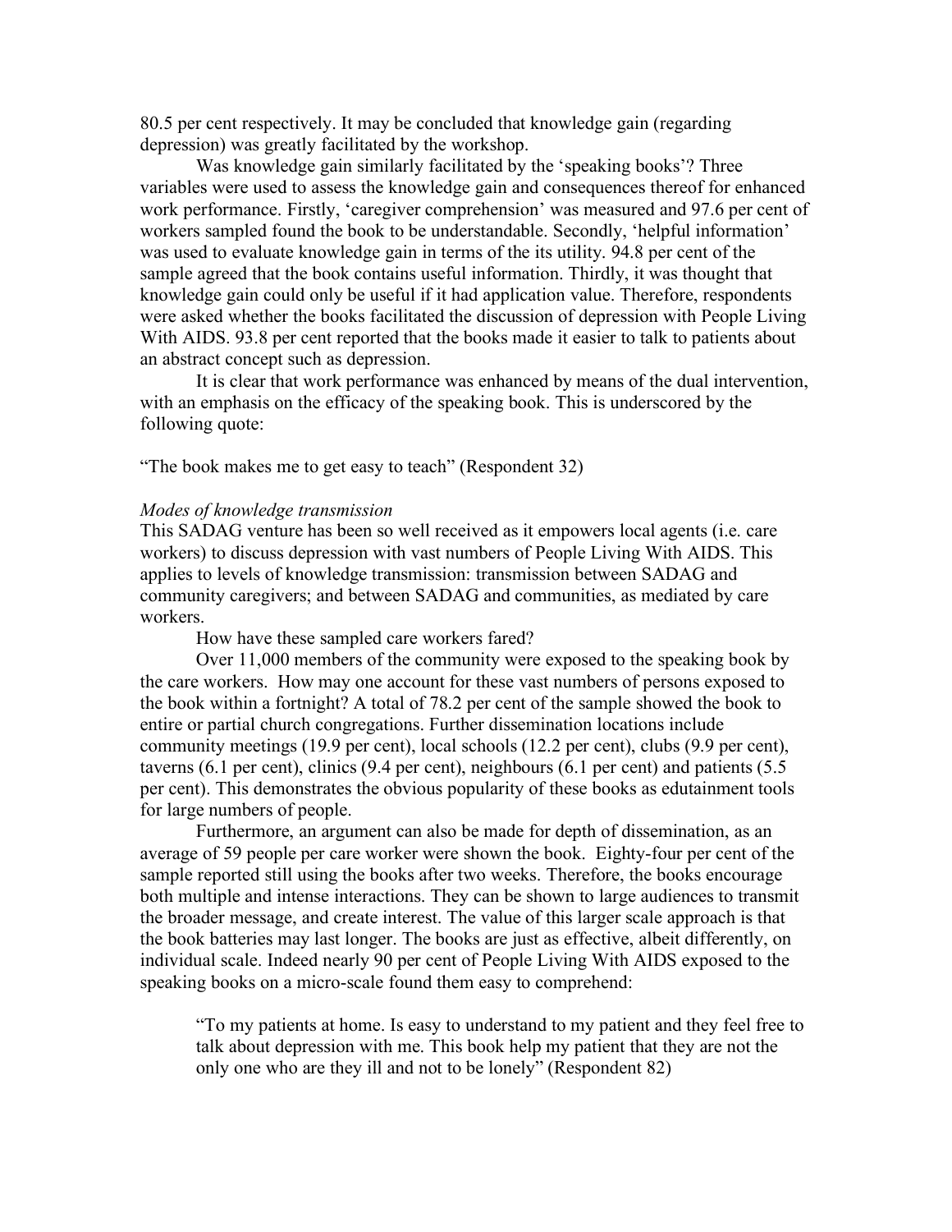80.5 per cent respectively. It may be concluded that knowledge gain (regarding depression) was greatly facilitated by the workshop.

Was knowledge gain similarly facilitated by the 'speaking books'? Three variables were used to assess the knowledge gain and consequences thereof for enhanced work performance. Firstly, 'caregiver comprehension' was measured and 97.6 per cent of workers sampled found the book to be understandable. Secondly, 'helpful information' was used to evaluate knowledge gain in terms of the its utility. 94.8 per cent of the sample agreed that the book contains useful information. Thirdly, it was thought that knowledge gain could only be useful if it had application value. Therefore, respondents were asked whether the books facilitated the discussion of depression with People Living With AIDS. 93.8 per cent reported that the books made it easier to talk to patients about an abstract concept such as depression.

It is clear that work performance was enhanced by means of the dual intervention, with an emphasis on the efficacy of the speaking book. This is underscored by the following quote:

"The book makes me to get easy to teach" (Respondent 32)

*Modes of knowledge transmission*

This SADAG venture has been so well received as it empowers local agents (i.e. care workers) to discuss depression with vast numbers of People Living With AIDS. This applies to levels of knowledge transmission: transmission between SADAG and community caregivers; and between SADAG and communities, as mediated by care workers.

How have these sampled care workers fared?

Over 11,000 members of the community were exposed to the speaking book by the care workers. How may one account for these vast numbers of persons exposed to the book within a fortnight? A total of 78.2 per cent of the sample showed the book to entire or partial church congregations. Further dissemination locations include community meetings (19.9 per cent), local schools (12.2 per cent), clubs (9.9 per cent), taverns (6.1 per cent), clinics (9.4 per cent), neighbours (6.1 per cent) and patients (5.5 per cent). This demonstrates the obvious popularity of these books as edutainment tools for large numbers of people.

Furthermore, an argument can also be made for depth of dissemination, as an average of 59 people per care worker were shown the book. Eighty-four per cent of the sample reported still using the books after two weeks. Therefore, the books encourage both multiple and intense interactions. They can be shown to large audiences to transmit the broader message, and create interest. The value of this larger scale approach is that the book batteries may last longer. The books are just as effective, albeit differently, on individual scale. Indeed nearly 90 per cent of People Living With AIDS exposed to the speaking books on a micro-scale found them easy to comprehend:

> "To my patients at home. Is easy to understand to my patient and they feel free to talk about depression with me. This book help my patient that they are not the only one who are they ill and not to be lonely" (Respondent 82)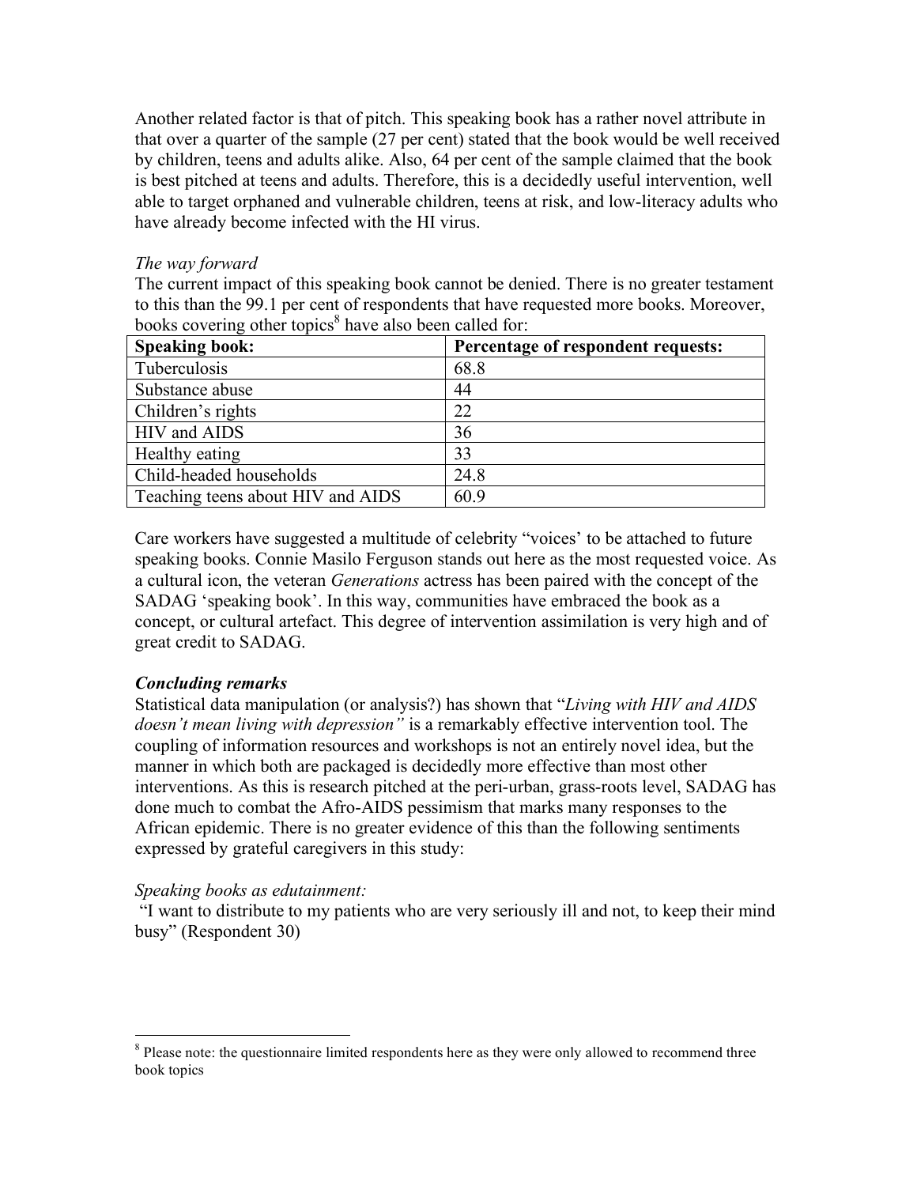Another related factor is that of pitch. This speaking book has a rather novel attribute in that over a quarter of the sample (27 per cent) stated that the book would be well received by children, teens and adults alike. Also, 64 per cent of the sample claimed that the book is best pitched at teens and adults. Therefore, this is a decidedly useful intervention, well able to target orphaned and vulnerable children, teens at risk, and low-literacy adults who have already become infected with the HI virus.

*The way forward*

The current impact of this speaking book cannot be denied. There is no greater testament to this than the 99.1 per cent of respondents that have requested more books. Moreover, books covering other topics[8] have also been called for:

| **Speaking book:** | **Percentage of respondent requests:** |
|---|---|
| Tuberculosis | 68.8 |
| Substance abuse | 44 |
| Children's rights | 22 |
| HIV and AIDS | 36 |
| Healthy eating | 33 |
| Child-headed households | 24.8 |
| Teaching teens about HIV and AIDS | 60.9 |

Care workers have suggested a multitude of celebrity "voices' to be attached to future speaking books. Connie Masilo Ferguson stands out here as the most requested voice. As a cultural icon, the veteran *Generations* actress has been paired with the concept of the SADAG 'speaking book'. In this way, communities have embraced the book as a concept, or cultural artefact. This degree of intervention assimilation is very high and of great credit to SADAG.

***Concluding remarks***

Statistical data manipulation (or analysis?) has shown that "*Living with HIV and AIDS doesn't mean living with depression"* is a remarkably effective intervention tool. The coupling of information resources and workshops is not an entirely novel idea, but the manner in which both are packaged is decidedly more effective than most other interventions. As this is research pitched at the peri-urban, grass-roots level, SADAG has done much to combat the Afro-AIDS pessimism that marks many responses to the African epidemic. There is no greater evidence of this than the following sentiments expressed by grateful caregivers in this study:

*Speaking books as edutainment:*

"I want to distribute to my patients who are very seriously ill and not, to keep their mind busy" (Respondent 30)

[8] Please note: the questionnaire limited respondents here as they were only allowed to recommend three book topics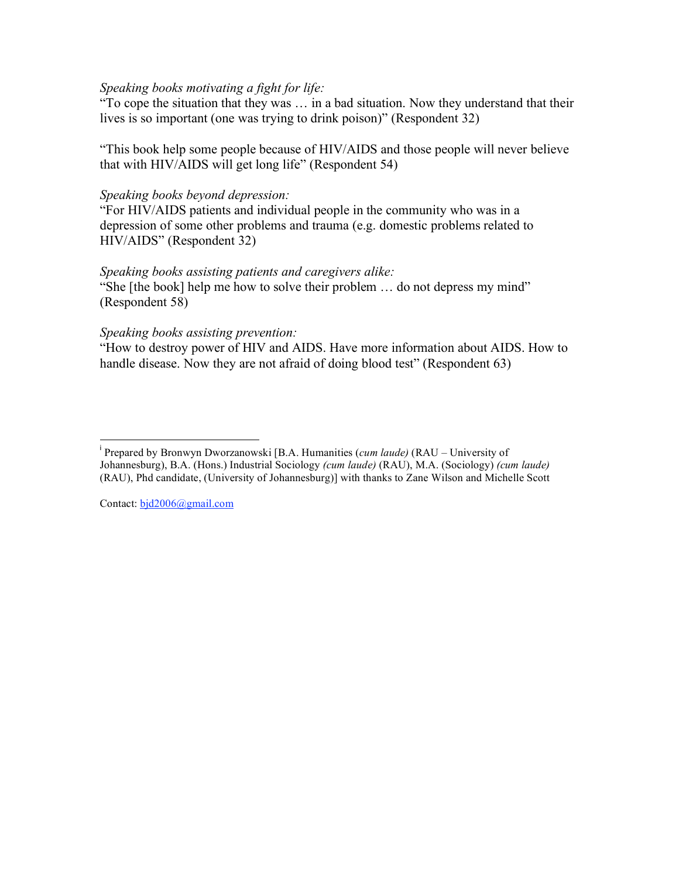*Speaking books motivating a fight for life:*
"To cope the situation that they was … in a bad situation. Now they understand that their lives is so important (one was trying to drink poison)" (Respondent 32)

"This book help some people because of HIV/AIDS and those people will never believe that with HIV/AIDS will get long life" (Respondent 54)

*Speaking books beyond depression:*
"For HIV/AIDS patients and individual people in the community who was in a depression of some other problems and trauma (e.g. domestic problems related to HIV/AIDS" (Respondent 32)

*Speaking books assisting patients and caregivers alike:*
"She [the book] help me how to solve their problem … do not depress my mind" (Respondent 58)

*Speaking books assisting prevention:*
"How to destroy power of HIV and AIDS. Have more information about AIDS. How to handle disease. Now they are not afraid of doing blood test" (Respondent 63)

---

[i] Prepared by Bronwyn Dworzanowski [B.A. Humanities (*cum laude)* (RAU – University of Johannesburg), B.A. (Hons.) Industrial Sociology *(cum laude)* (RAU), M.A. (Sociology) *(cum laude)* (RAU), Phd candidate, (University of Johannesburg)] with thanks to Zane Wilson and Michelle Scott

Contact: bjd2006@gmail.com